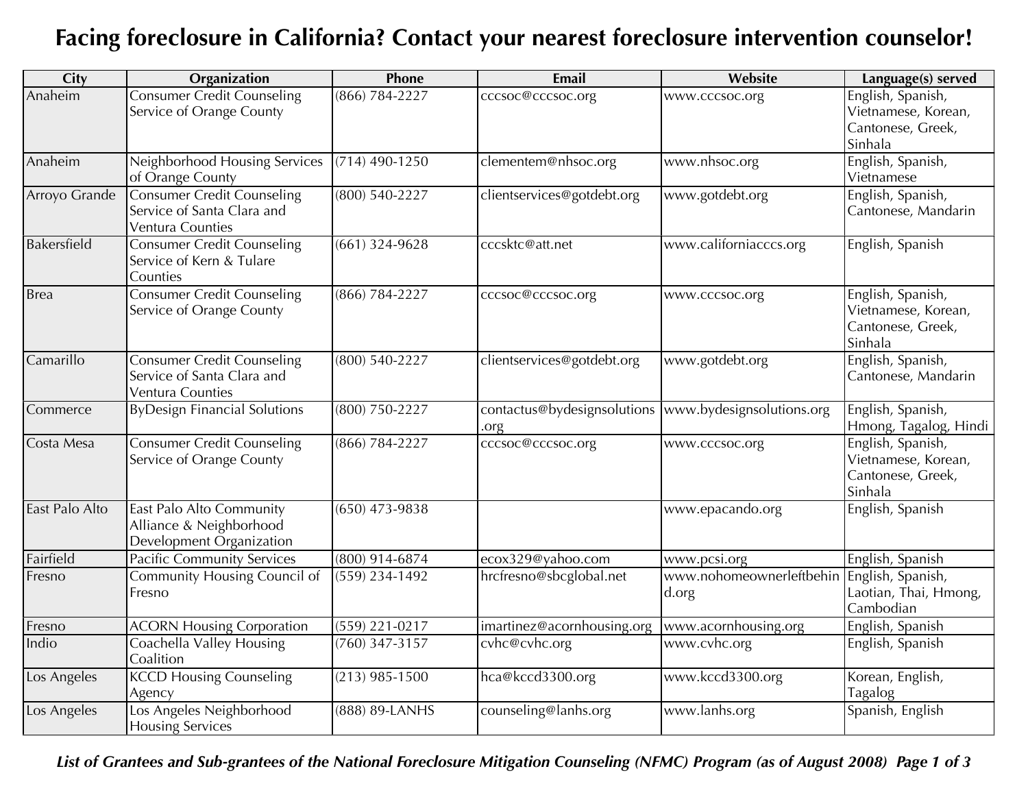# Facing foreclosure in California? Contact your nearest foreclosure intervention counselor!

| City | Organization | Phone | Email | Website | Language(s) served |
|---|---|---|---|---|---|
| Anaheim | Consumer Credit Counseling Service of Orange County | (866) 784-2227 | cccsoc@cccsoc.org | www.cccsoc.org | English, Spanish, Vietnamese, Korean, Cantonese, Greek, Sinhala |
| Anaheim | Neighborhood Housing Services of Orange County | (714) 490-1250 | clementem@nhsoc.org | www.nhsoc.org | English, Spanish, Vietnamese |
| Arroyo Grande | Consumer Credit Counseling Service of Santa Clara and Ventura Counties | (800) 540-2227 | clientservices@gotdebt.org | www.gotdebt.org | English, Spanish, Cantonese, Mandarin |
| Bakersfield | Consumer Credit Counseling Service of Kern & Tulare Counties | (661) 324-9628 | cccsktc@att.net | www.californiacccs.org | English, Spanish |
| Brea | Consumer Credit Counseling Service of Orange County | (866) 784-2227 | cccsoc@cccsoc.org | www.cccsoc.org | English, Spanish, Vietnamese, Korean, Cantonese, Greek, Sinhala |
| Camarillo | Consumer Credit Counseling Service of Santa Clara and Ventura Counties | (800) 540-2227 | clientservices@gotdebt.org | www.gotdebt.org | English, Spanish, Cantonese, Mandarin |
| Commerce | ByDesign Financial Solutions | (800) 750-2227 | contactus@bydesignsolutions.org | www.bydesignsolutions.org | English, Spanish, Hmong, Tagalog, Hindi |
| Costa Mesa | Consumer Credit Counseling Service of Orange County | (866) 784-2227 | cccsoc@cccsoc.org | www.cccsoc.org | English, Spanish, Vietnamese, Korean, Cantonese, Greek, Sinhala |
| East Palo Alto | East Palo Alto Community Alliance & Neighborhood Development Organization | (650) 473-9838 | | www.epacando.org | English, Spanish |
| Fairfield | Pacific Community Services | (800) 914-6874 | ecox329@yahoo.com | www.pcsi.org | English, Spanish |
| Fresno | Community Housing Council of Fresno | (559) 234-1492 | hrcfresno@sbcglobal.net | www.nohomeownerleftbehind.org | English, Spanish, Laotian, Thai, Hmong, Cambodian |
| Fresno | ACORN Housing Corporation | (559) 221-0217 | imartinez@acornhousing.org | www.acornhousing.org | English, Spanish |
| Indio | Coachella Valley Housing Coalition | (760) 347-3157 | cvhc@cvhc.org | www.cvhc.org | English, Spanish |
| Los Angeles | KCCD Housing Counseling Agency | (213) 985-1500 | hca@kccd3300.org | www.kccd3300.org | Korean, English, Tagalog |
| Los Angeles | Los Angeles Neighborhood Housing Services | (888) 89-LANHS | counseling@lanhs.org | www.lanhs.org | Spanish, English |

*List of Grantees and Sub-grantees of the National Foreclosure Mitigation Counseling (NFMC) Program (as of August 2008)*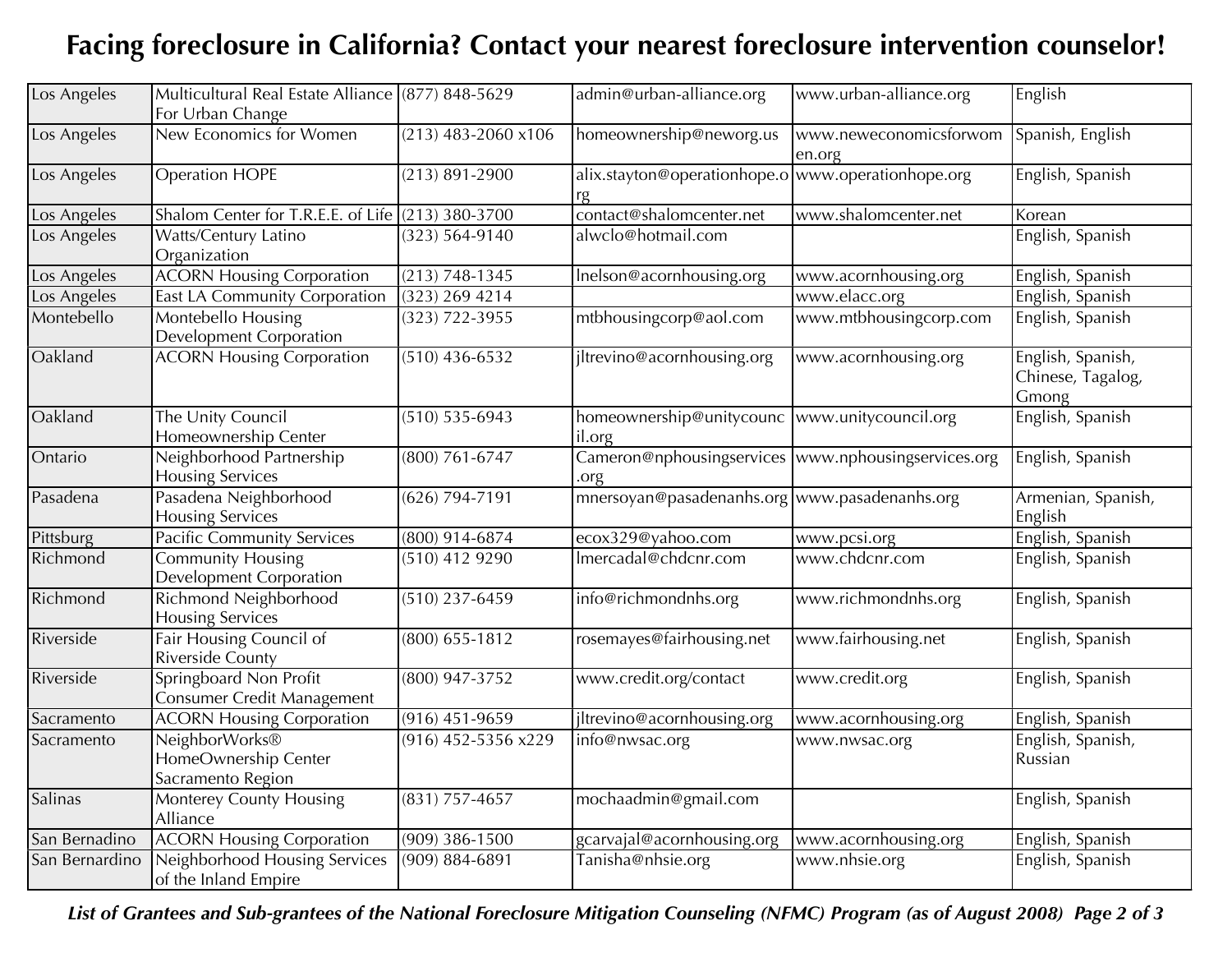# Facing foreclosure in California? Contact your nearest foreclosure intervention counselor!

| | | | | | |
|---|---|---|---|---|---|
| Los Angeles | Multicultural Real Estate Alliance For Urban Change | (877) 848-5629 | admin@urban-alliance.org | www.urban-alliance.org | English |
| Los Angeles | New Economics for Women | (213) 483-2060 x106 | homeownership@neworg.us | www.neweconomicsforwomen.org | Spanish, English |
| Los Angeles | Operation HOPE | (213) 891-2900 | alix.stayton@operationhope.org | www.operationhope.org | English, Spanish |
| Los Angeles | Shalom Center for T.R.E.E. of Life | (213) 380-3700 | contact@shalomcenter.net | www.shalomcenter.net | Korean |
| Los Angeles | Watts/Century Latino Organization | (323) 564-9140 | alwclo@hotmail.com | | English, Spanish |
| Los Angeles | ACORN Housing Corporation | (213) 748-1345 | lnelson@acornhousing.org | www.acornhousing.org | English, Spanish |
| Los Angeles | East LA Community Corporation | (323) 269 4214 | | www.elacc.org | English, Spanish |
| Montebello | Montebello Housing Development Corporation | (323) 722-3955 | mtbhousingcorp@aol.com | www.mtbhousingcorp.com | English, Spanish |
| Oakland | ACORN Housing Corporation | (510) 436-6532 | jltrevino@acornhousing.org | www.acornhousing.org | English, Spanish, Chinese, Tagalog, Gmong |
| Oakland | The Unity Council Homeownership Center | (510) 535-6943 | homeownership@unitycouncil.org | www.unitycouncil.org | English, Spanish |
| Ontario | Neighborhood Partnership Housing Services | (800) 761-6747 | Cameron@nphousingservices.org | www.nphousingservices.org | English, Spanish |
| Pasadena | Pasadena Neighborhood Housing Services | (626) 794-7191 | mnersoyan@pasadenanhs.org | www.pasadenanhs.org | Armenian, Spanish, English |
| Pittsburg | Pacific Community Services | (800) 914-6874 | ecox329@yahoo.com | www.pcsi.org | English, Spanish |
| Richmond | Community Housing Development Corporation | (510) 412 9290 | lmercadal@chdcnr.com | www.chdcnr.com | English, Spanish |
| Richmond | Richmond Neighborhood Housing Services | (510) 237-6459 | info@richmondnhs.org | www.richmondnhs.org | English, Spanish |
| Riverside | Fair Housing Council of Riverside County | (800) 655-1812 | rosemayes@fairhousing.net | www.fairhousing.net | English, Spanish |
| Riverside | Springboard Non Profit Consumer Credit Management | (800) 947-3752 | www.credit.org/contact | www.credit.org | English, Spanish |
| Sacramento | ACORN Housing Corporation | (916) 451-9659 | jltrevino@acornhousing.org | www.acornhousing.org | English, Spanish |
| Sacramento | NeighborWorks® HomeOwnership Center Sacramento Region | (916) 452-5356 x229 | info@nwsac.org | www.nwsac.org | English, Spanish, Russian |
| Salinas | Monterey County Housing Alliance | (831) 757-4657 | mochaadmin@gmail.com | | English, Spanish |
| San Bernadino | ACORN Housing Corporation | (909) 386-1500 | gcarvajal@acornhousing.org | www.acornhousing.org | English, Spanish |
| San Bernardino | Neighborhood Housing Services of the Inland Empire | (909) 884-6891 | Tanisha@nhsie.org | www.nhsie.org | English, Spanish |

*List of Grantees and Sub-grantees of the National Foreclosure Mitigation Counseling (NFMC) Program (as of August 2008)*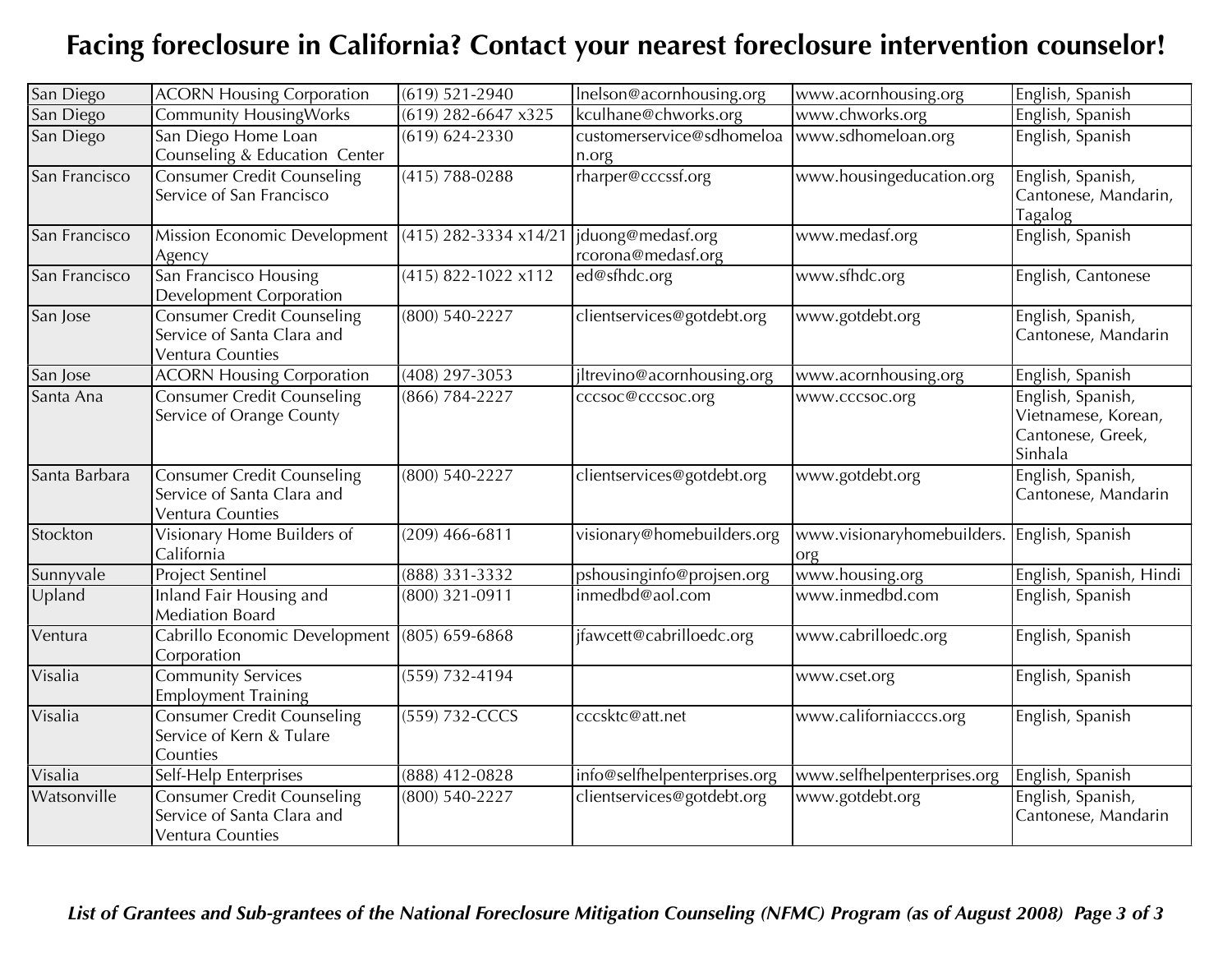# Facing foreclosure in California? Contact your nearest foreclosure intervention counselor!

| | | | | | |
|---|---|---|---|---|---|
| San Diego | ACORN Housing Corporation | (619) 521-2940 | lnelson@acornhousing.org | www.acornhousing.org | English, Spanish |
| San Diego | Community HousingWorks | (619) 282-6647 x325 | kculhane@chworks.org | www.chworks.org | English, Spanish |
| San Diego | San Diego Home Loan Counseling & Education Center | (619) 624-2330 | customerservice@sdhomeloan.org | www.sdhomeloan.org | English, Spanish |
| San Francisco | Consumer Credit Counseling Service of San Francisco | (415) 788-0288 | rharper@cccssf.org | www.housingeducation.org | English, Spanish, Cantonese, Mandarin, Tagalog |
| San Francisco | Mission Economic Development Agency | (415) 282-3334 x14/21 | jduong@medasf.org rcorona@medasf.org | www.medasf.org | English, Spanish |
| San Francisco | San Francisco Housing Development Corporation | (415) 822-1022 x112 | ed@sfhdc.org | www.sfhdc.org | English, Cantonese |
| San Jose | Consumer Credit Counseling Service of Santa Clara and Ventura Counties | (800) 540-2227 | clientservices@gotdebt.org | www.gotdebt.org | English, Spanish, Cantonese, Mandarin |
| San Jose | ACORN Housing Corporation | (408) 297-3053 | jltrevino@acornhousing.org | www.acornhousing.org | English, Spanish |
| Santa Ana | Consumer Credit Counseling Service of Orange County | (866) 784-2227 | cccsoc@cccsoc.org | www.cccsoc.org | English, Spanish, Vietnamese, Korean, Cantonese, Greek, Sinhala |
| Santa Barbara | Consumer Credit Counseling Service of Santa Clara and Ventura Counties | (800) 540-2227 | clientservices@gotdebt.org | www.gotdebt.org | English, Spanish, Cantonese, Mandarin |
| Stockton | Visionary Home Builders of California | (209) 466-6811 | visionary@homebuilders.org | www.visionaryhomebuilders.org | English, Spanish |
| Sunnyvale | Project Sentinel | (888) 331-3332 | pshousinginfo@projsen.org | www.housing.org | English, Spanish, Hindi |
| Upland | Inland Fair Housing and Mediation Board | (800) 321-0911 | inmedbd@aol.com | www.inmedbd.com | English, Spanish |
| Ventura | Cabrillo Economic Development Corporation | (805) 659-6868 | jfawcett@cabrilloedc.org | www.cabrilloedc.org | English, Spanish |
| Visalia | Community Services Employment Training | (559) 732-4194 | | www.cset.org | English, Spanish |
| Visalia | Consumer Credit Counseling Service of Kern & Tulare Counties | (559) 732-CCCS | cccsktc@att.net | www.californiacccs.org | English, Spanish |
| Visalia | Self-Help Enterprises | (888) 412-0828 | info@selfhelpenterprises.org | www.selfhelpenterprises.org | English, Spanish |
| Watsonville | Consumer Credit Counseling Service of Santa Clara and Ventura Counties | (800) 540-2227 | clientservices@gotdebt.org | www.gotdebt.org | English, Spanish, Cantonese, Mandarin |

*List of Grantees and Sub-grantees of the National Foreclosure Mitigation Counseling (NFMC) Program (as of August 2008)*